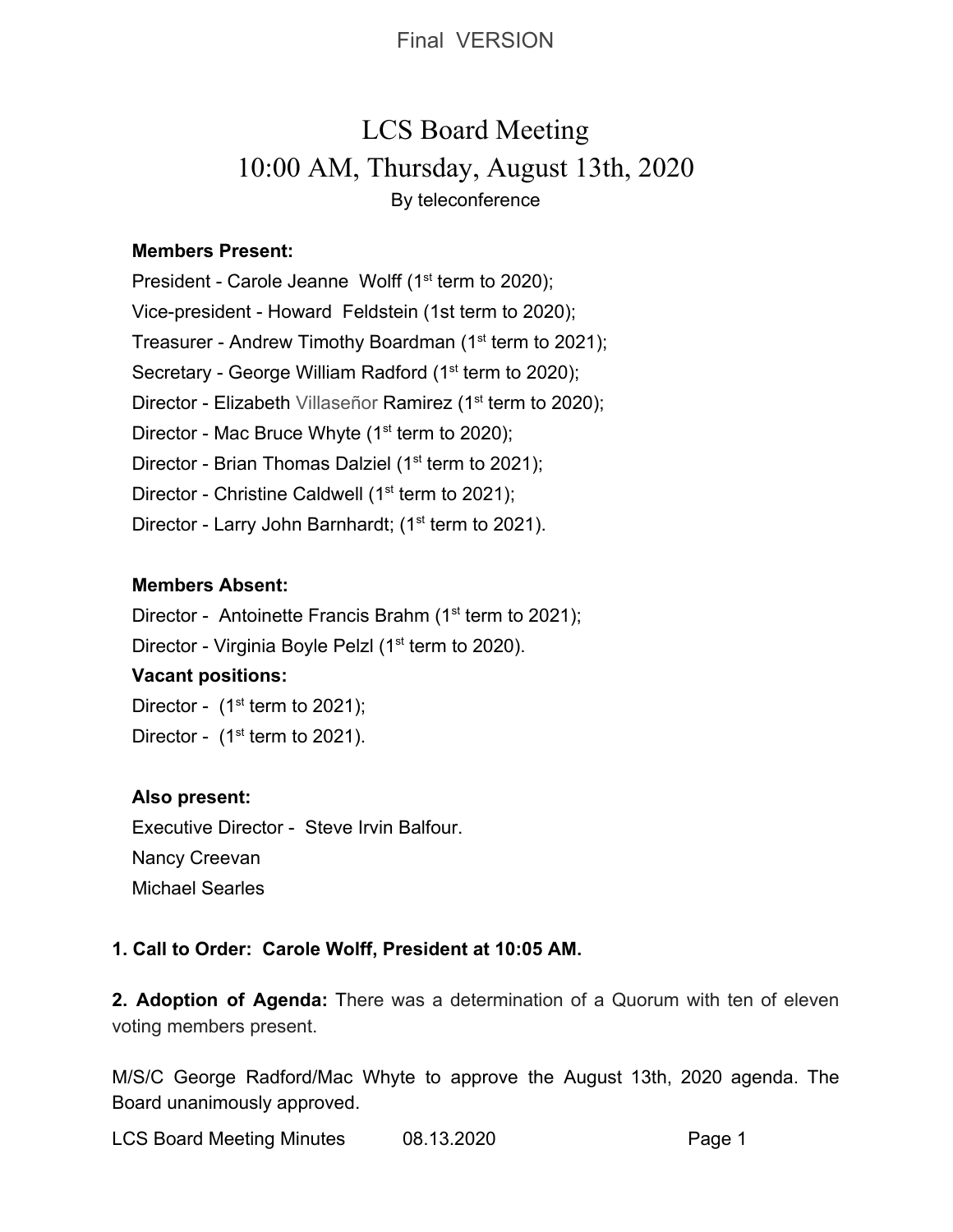Final VERSION

# LCS Board Meeting
## 10:00 AM, Thursday, August 13th, 2020
By teleconference

**Members Present:**

President - Carole Jeanne Wolff (1st term to 2020);
Vice-president - Howard Feldstein (1st term to 2020);
Treasurer - Andrew Timothy Boardman (1st term to 2021);
Secretary - George William Radford (1st term to 2020);
Director - Elizabeth Villaseñor Ramirez (1st term to 2020);
Director - Mac Bruce Whyte (1st term to 2020);
Director - Brian Thomas Dalziel (1st term to 2021);
Director - Christine Caldwell (1st term to 2021);
Director - Larry John Barnhardt; (1st term to 2021).

**Members Absent:**

Director - Antoinette Francis Brahm (1st term to 2021);
Director - Virginia Boyle Pelzl (1st term to 2020).

**Vacant positions:**

Director - (1st term to 2021);
Director - (1st term to 2021).

**Also present:**

Executive Director - Steve Irvin Balfour.
Nancy Creevan
Michael Searles

**1. Call to Order: Carole Wolff, President at 10:05 AM.**

**2. Adoption of Agenda:** There was a determination of a Quorum with ten of eleven voting members present.

M/S/C George Radford/Mac Whyte to approve the August 13th, 2020 agenda. The Board unanimously approved.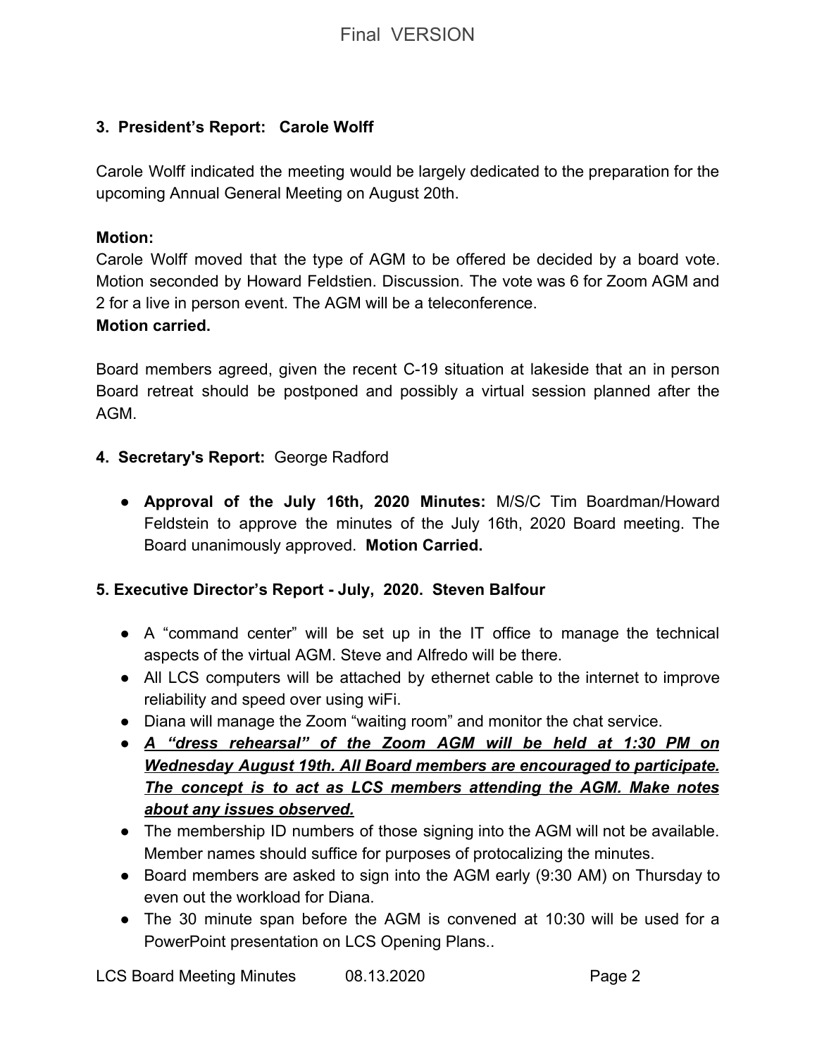### 3. President's Report: Carole Wolff

Carole Wolff indicated the meeting would be largely dedicated to the preparation for the upcoming Annual General Meeting on August 20th.

**Motion:**
Carole Wolff moved that the type of AGM to be offered be decided by a board vote. Motion seconded by Howard Feldstien. Discussion. The vote was 6 for Zoom AGM and 2 for a live in person event. The AGM will be a teleconference.
**Motion carried.**

Board members agreed, given the recent C-19 situation at lakeside that an in person Board retreat should be postponed and possibly a virtual session planned after the AGM.

### 4. Secretary's Report: George Radford

- **Approval of the July 16th, 2020 Minutes:** M/S/C Tim Boardman/Howard Feldstein to approve the minutes of the July 16th, 2020 Board meeting. The Board unanimously approved. **Motion Carried.**

### 5. Executive Director's Report - July, 2020. Steven Balfour

- A "command center" will be set up in the IT office to manage the technical aspects of the virtual AGM. Steve and Alfredo will be there.
- All LCS computers will be attached by ethernet cable to the internet to improve reliability and speed over using wiFi.
- Diana will manage the Zoom "waiting room" and monitor the chat service.
- ***A "dress rehearsal" of the Zoom AGM will be held at 1:30 PM on Wednesday August 19th. All Board members are encouraged to participate. The concept is to act as LCS members attending the AGM. Make notes about any issues observed.***
- The membership ID numbers of those signing into the AGM will not be available. Member names should suffice for purposes of protocalizing the minutes.
- Board members are asked to sign into the AGM early (9:30 AM) on Thursday to even out the workload for Diana.
- The 30 minute span before the AGM is convened at 10:30 will be used for a PowerPoint presentation on LCS Opening Plans..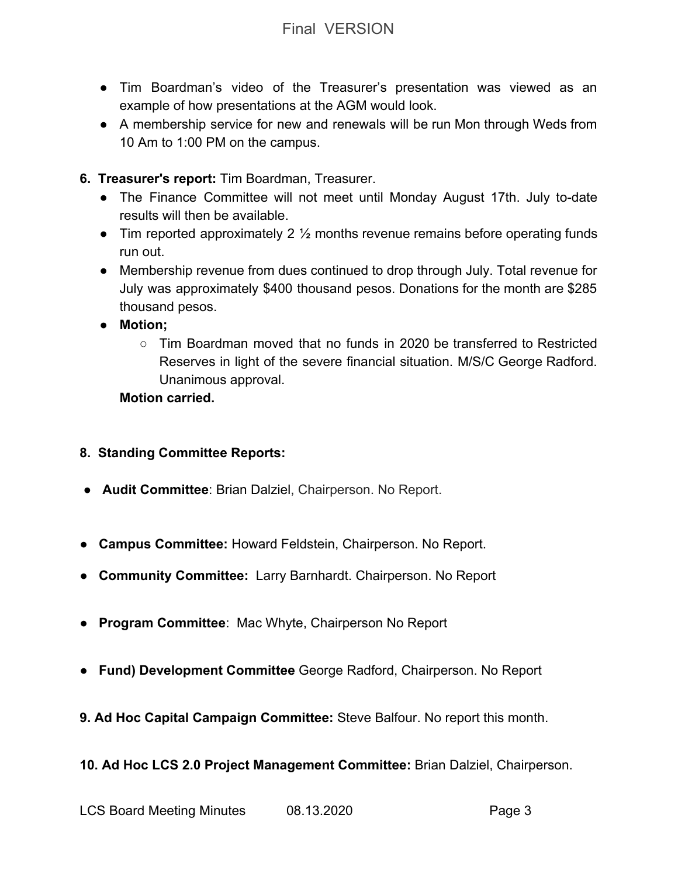- Tim Boardman's video of the Treasurer's presentation was viewed as an example of how presentations at the AGM would look.
- A membership service for new and renewals will be run Mon through Weds from 10 Am to 1:00 PM on the campus.

**6. Treasurer's report:** Tim Boardman, Treasurer.

- The Finance Committee will not meet until Monday August 17th. July to-date results will then be available.
- Tim reported approximately 2 ½ months revenue remains before operating funds run out.
- Membership revenue from dues continued to drop through July. Total revenue for July was approximately $400 thousand pesos. Donations for the month are $285 thousand pesos.
- **Motion;**
    - Tim Boardman moved that no funds in 2020 be transferred to Restricted Reserves in light of the severe financial situation. M/S/C George Radford. Unanimous approval.

  **Motion carried.**

**8. Standing Committee Reports:**

- **Audit Committee**: Brian Dalziel, Chairperson. No Report.
- **Campus Committee:** Howard Feldstein, Chairperson. No Report.
- **Community Committee:** Larry Barnhardt. Chairperson. No Report
- **Program Committee**: Mac Whyte, Chairperson No Report
- **Fund) Development Committee** George Radford, Chairperson. No Report

**9. Ad Hoc Capital Campaign Committee:** Steve Balfour. No report this month.

**10. Ad Hoc LCS 2.0 Project Management Committee:** Brian Dalziel, Chairperson.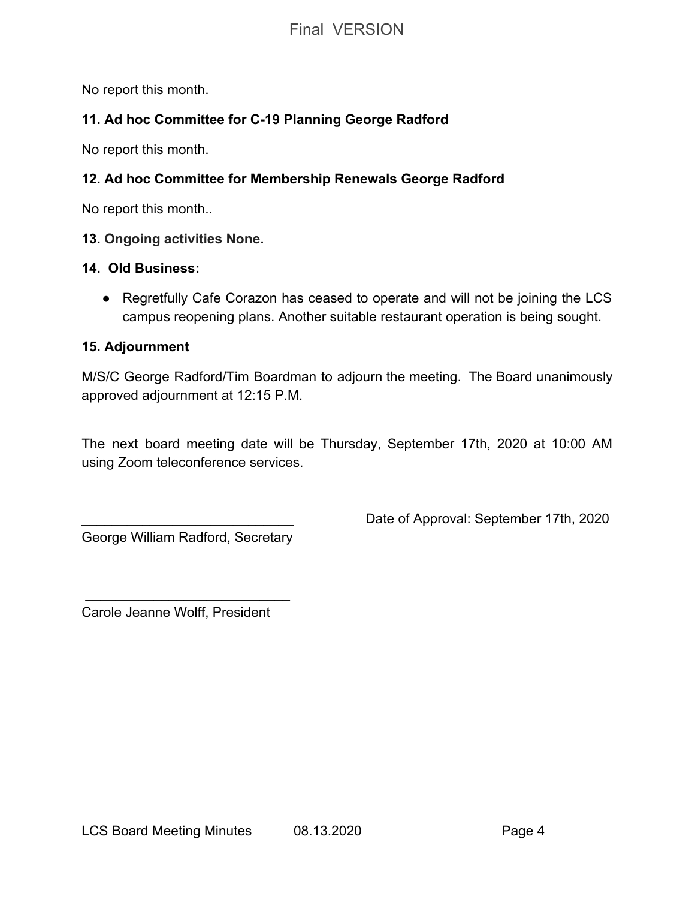No report this month.

**11. Ad hoc Committee for C-19 Planning George Radford**

No report this month.

**12. Ad hoc Committee for Membership Renewals George Radford**

No report this month..

**13. Ongoing activities None.**

**14. Old Business:**

- Regretfully Cafe Corazon has ceased to operate and will not be joining the LCS campus reopening plans. Another suitable restaurant operation is being sought.

**15. Adjournment**

M/S/C George Radford/Tim Boardman to adjourn the meeting. The Board unanimously approved adjournment at 12:15 P.M.

The next board meeting date will be Thursday, September 17th, 2020 at 10:00 AM using Zoom teleconference services.

___________________________ Date of Approval: September 17th, 2020

George William Radford, Secretary

___________________________

Carole Jeanne Wolff, President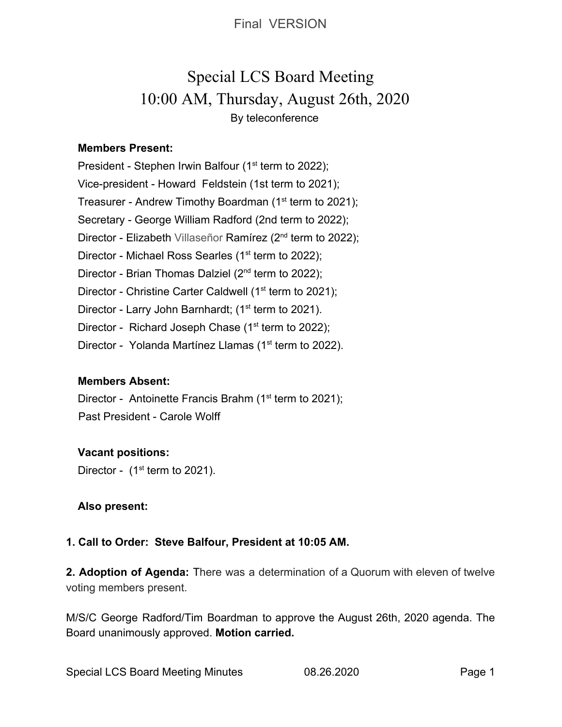Final VERSION

# Special LCS Board Meeting
## 10:00 AM, Thursday, August 26th, 2020
By teleconference

**Members Present:**

President - Stephen Irwin Balfour (1st term to 2022);
Vice-president - Howard Feldstein (1st term to 2021);
Treasurer - Andrew Timothy Boardman (1st term to 2021);
Secretary - George William Radford (2nd term to 2022);
Director - Elizabeth Villaseñor Ramírez (2nd term to 2022);
Director - Michael Ross Searles (1st term to 2022);
Director - Brian Thomas Dalziel (2nd term to 2022);
Director - Christine Carter Caldwell (1st term to 2021);
Director - Larry John Barnhardt; (1st term to 2021).
Director - Richard Joseph Chase (1st term to 2022);
Director - Yolanda Martínez Llamas (1st term to 2022).

**Members Absent:**

Director - Antoinette Francis Brahm (1st term to 2021);
Past President - Carole Wolff

**Vacant positions:**

Director - (1st term to 2021).

**Also present:**

**1. Call to Order: Steve Balfour, President at 10:05 AM.**

**2. Adoption of Agenda:** There was a determination of a Quorum with eleven of twelve voting members present.

M/S/C George Radford/Tim Boardman to approve the August 26th, 2020 agenda. The Board unanimously approved. **Motion carried.**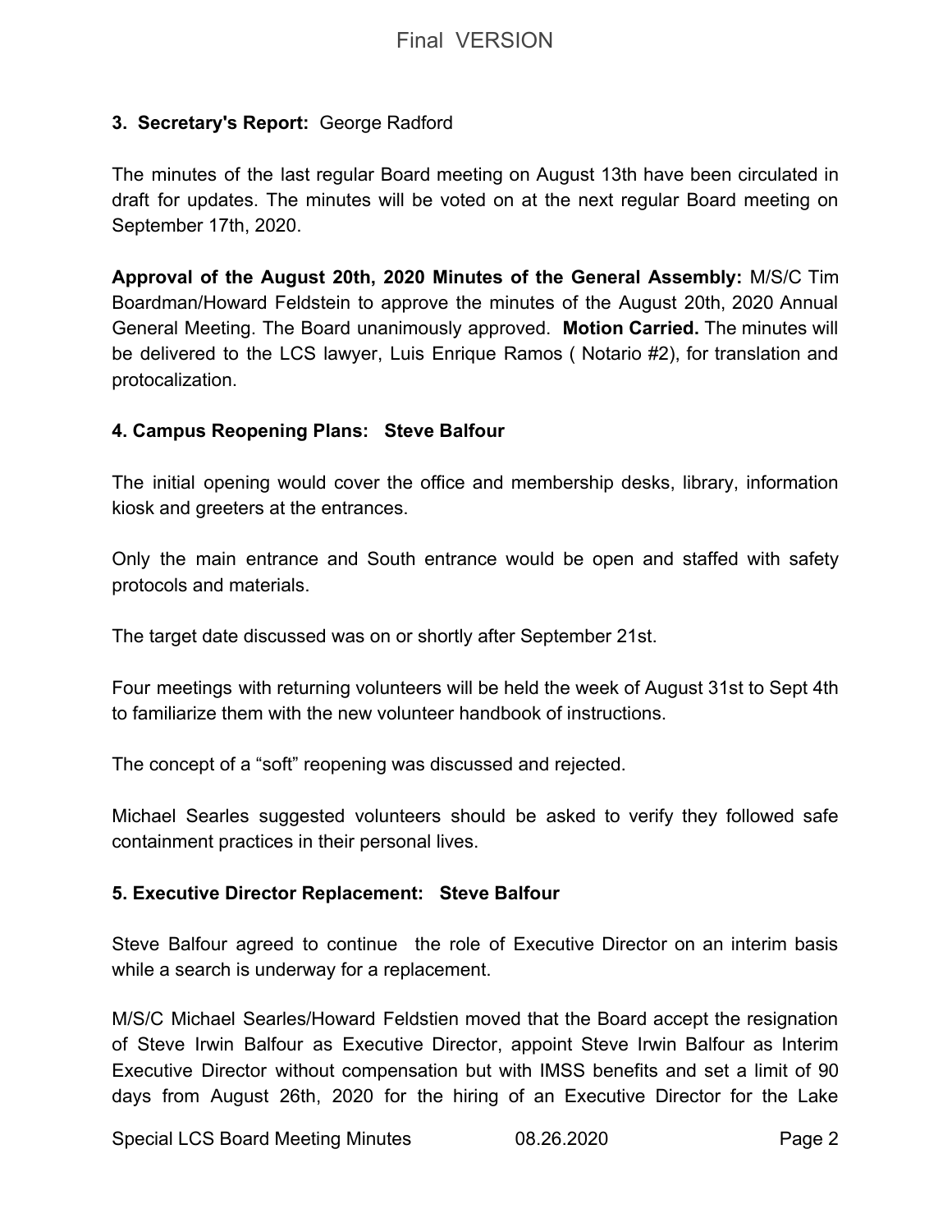Final VERSION

### 3. Secretary's Report: George Radford

The minutes of the last regular Board meeting on August 13th have been circulated in draft for updates. The minutes will be voted on at the next regular Board meeting on September 17th, 2020.

**Approval of the August 20th, 2020 Minutes of the General Assembly:** M/S/C Tim Boardman/Howard Feldstein to approve the minutes of the August 20th, 2020 Annual General Meeting. The Board unanimously approved. **Motion Carried.** The minutes will be delivered to the LCS lawyer, Luis Enrique Ramos ( Notario #2), for translation and protocalization.

### 4. Campus Reopening Plans: Steve Balfour

The initial opening would cover the office and membership desks, library, information kiosk and greeters at the entrances.

Only the main entrance and South entrance would be open and staffed with safety protocols and materials.

The target date discussed was on or shortly after September 21st.

Four meetings with returning volunteers will be held the week of August 31st to Sept 4th to familiarize them with the new volunteer handbook of instructions.

The concept of a "soft" reopening was discussed and rejected.

Michael Searles suggested volunteers should be asked to verify they followed safe containment practices in their personal lives.

### 5. Executive Director Replacement: Steve Balfour

Steve Balfour agreed to continue the role of Executive Director on an interim basis while a search is underway for a replacement.

M/S/C Michael Searles/Howard Feldstien moved that the Board accept the resignation of Steve Irwin Balfour as Executive Director, appoint Steve Irwin Balfour as Interim Executive Director without compensation but with IMSS benefits and set a limit of 90 days from August 26th, 2020 for the hiring of an Executive Director for the Lake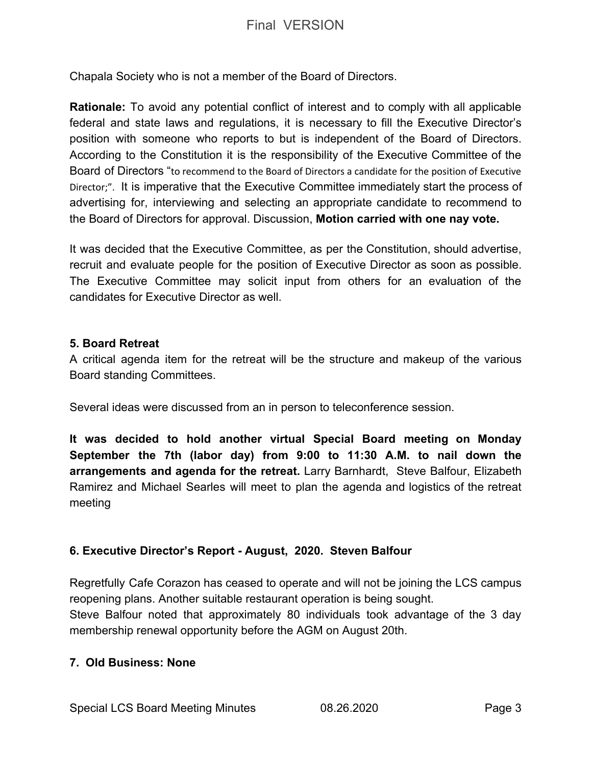Chapala Society who is not a member of the Board of Directors.

**Rationale:** To avoid any potential conflict of interest and to comply with all applicable federal and state laws and regulations, it is necessary to fill the Executive Director's position with someone who reports to but is independent of the Board of Directors. According to the Constitution it is the responsibility of the Executive Committee of the Board of Directors "to recommend to the Board of Directors a candidate for the position of Executive Director;". It is imperative that the Executive Committee immediately start the process of advertising for, interviewing and selecting an appropriate candidate to recommend to the Board of Directors for approval. Discussion, **Motion carried with one nay vote.**

It was decided that the Executive Committee, as per the Constitution, should advertise, recruit and evaluate people for the position of Executive Director as soon as possible. The Executive Committee may solicit input from others for an evaluation of the candidates for Executive Director as well.

### 5. Board Retreat

A critical agenda item for the retreat will be the structure and makeup of the various Board standing Committees.

Several ideas were discussed from an in person to teleconference session.

**It was decided to hold another virtual Special Board meeting on Monday September the 7th (labor day) from 9:00 to 11:30 A.M. to nail down the arrangements and agenda for the retreat.** Larry Barnhardt, Steve Balfour, Elizabeth Ramirez and Michael Searles will meet to plan the agenda and logistics of the retreat meeting

### 6. Executive Director's Report - August, 2020. Steven Balfour

Regretfully Cafe Corazon has ceased to operate and will not be joining the LCS campus reopening plans. Another suitable restaurant operation is being sought.
Steve Balfour noted that approximately 80 individuals took advantage of the 3 day membership renewal opportunity before the AGM on August 20th.

### 7. Old Business: None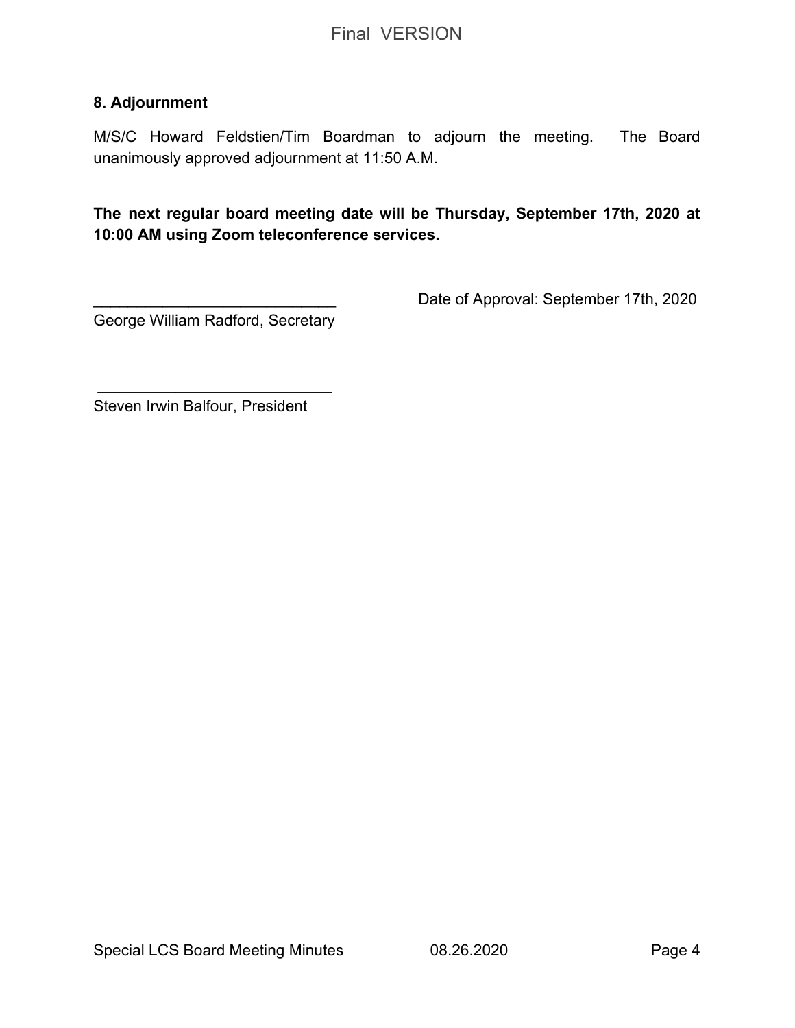### 8. Adjournment

M/S/C Howard Feldstien/Tim Boardman to adjourn the meeting. The Board unanimously approved adjournment at 11:50 A.M.

**The next regular board meeting date will be Thursday, September 17th, 2020 at 10:00 AM using Zoom teleconference services.**

___________________________ Date of Approval: September 17th, 2020

George William Radford, Secretary

___________________________

Steven Irwin Balfour, President